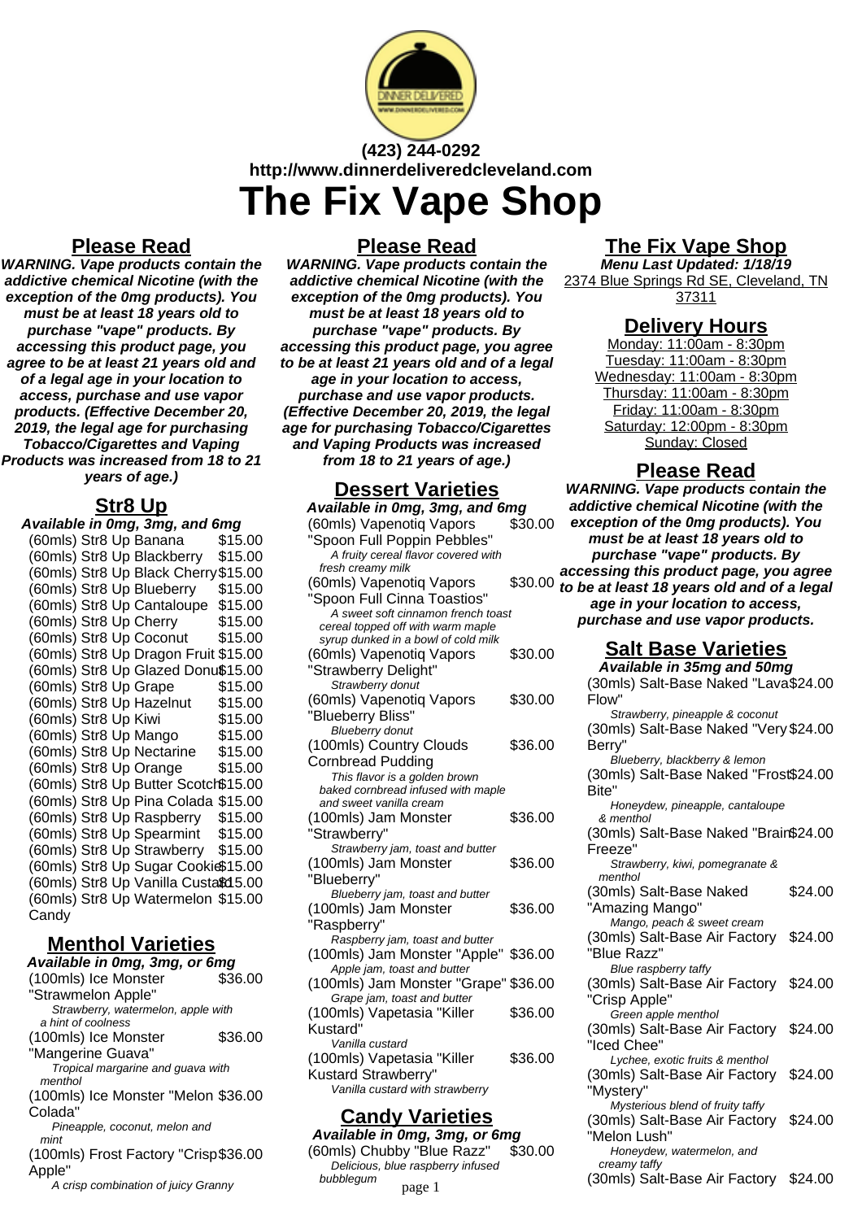(423) 244-0292
http://www.dinnerdeliveredcleveland.com

# The Fix Vape Shop

## Please Read

**WARNING. Vape products contain the addictive chemical Nicotine (with the exception of the 0mg products). You must be at least 18 years old to purchase "vape" products. By accessing this product page, you agree to be at least 21 years old and of a legal age in your location to access, purchase and use vapor products. (Effective December 20, 2019, the legal age for purchasing Tobacco/Cigarettes and Vaping Products was increased from 18 to 21 years of age.)**

## Str8 Up

***Available in 0mg, 3mg, and 6mg***

| Item | Price |
|---|---|
| (60mls) Str8 Up Banana | $15.00 |
| (60mls) Str8 Up Blackberry | $15.00 |
| (60mls) Str8 Up Black Cherry | $15.00 |
| (60mls) Str8 Up Blueberry | $15.00 |
| (60mls) Str8 Up Cantaloupe | $15.00 |
| (60mls) Str8 Up Cherry | $15.00 |
| (60mls) Str8 Up Coconut | $15.00 |
| (60mls) Str8 Up Dragon Fruit | $15.00 |
| (60mls) Str8 Up Glazed Donut | $15.00 |
| (60mls) Str8 Up Grape | $15.00 |
| (60mls) Str8 Up Hazelnut | $15.00 |
| (60mls) Str8 Up Kiwi | $15.00 |
| (60mls) Str8 Up Mango | $15.00 |
| (60mls) Str8 Up Nectarine | $15.00 |
| (60mls) Str8 Up Orange | $15.00 |
| (60mls) Str8 Up Butter Scotch | $15.00 |
| (60mls) Str8 Up Pina Colada | $15.00 |
| (60mls) Str8 Up Raspberry | $15.00 |
| (60mls) Str8 Up Spearmint | $15.00 |
| (60mls) Str8 Up Strawberry | $15.00 |
| (60mls) Str8 Up Sugar Cookie | $15.00 |
| (60mls) Str8 Up Vanilla Custard | $15.00 |
| (60mls) Str8 Up Watermelon Candy | $15.00 |

## Menthol Varieties

***Available in 0mg, 3mg, or 6mg***

(100mls) Ice Monster "Strawmelon Apple" — $36.00
*Strawberry, watermelon, apple with a hint of coolness*

(100mls) Ice Monster "Mangerine Guava" — $36.00
*Tropical margarine and guava with menthol*

(100mls) Ice Monster "Melon Colada" — $36.00
*Pineapple, coconut, melon and mint*

(100mls) Frost Factory "Crisp Apple" — $36.00
*A crisp combination of juicy Granny*

## Please Read

**WARNING. Vape products contain the addictive chemical Nicotine (with the exception of the 0mg products). You must be at least 18 years old to purchase "vape" products. By accessing this product page, you agree to be at least 21 years old and of a legal age in your location to access, purchase and use vapor products. (Effective December 20, 2019, the legal age for purchasing Tobacco/Cigarettes and Vaping Products was increased from 18 to 21 years of age.)**

## Dessert Varieties

***Available in 0mg, 3mg, and 6mg***

(60mls) Vapenotiq Vapors "Spoon Full Poppin Pebbles" — $30.00
*A fruity cereal flavor covered with fresh creamy milk*

(60mls) Vapenotiq Vapors "Spoon Full Cinna Toastios" — $30.00
*A sweet soft cinnamon french toast cereal topped off with warm maple syrup dunked in a bowl of cold milk*

(60mls) Vapenotiq Vapors "Strawberry Delight" — $30.00
*Strawberry donut*

(60mls) Vapenotiq Vapors "Blueberry Bliss" — $30.00
*Blueberry donut*

(100mls) Country Clouds Cornbread Pudding — $36.00
*This flavor is a golden brown baked cornbread infused with maple and sweet vanilla cream*

(100mls) Jam Monster "Strawberry" — $36.00
*Strawberry jam, toast and butter*

(100mls) Jam Monster "Blueberry" — $36.00
*Blueberry jam, toast and butter*

(100mls) Jam Monster "Raspberry" — $36.00
*Raspberry jam, toast and butter*

(100mls) Jam Monster "Apple" — $36.00
*Apple jam, toast and butter*

(100mls) Jam Monster "Grape" — $36.00
*Grape jam, toast and butter*

(100mls) Vapetasia "Killer Kustard" — $36.00
*Vanilla custard*

(100mls) Vapetasia "Killer Kustard Strawberry" — $36.00
*Vanilla custard with strawberry*

## Candy Varieties

***Available in 0mg, 3mg, or 6mg***

(60mls) Chubby "Blue Razz" — $30.00
*Delicious, blue raspberry infused bubblegum*

## The Fix Vape Shop

**Menu Last Updated: 1/18/19**
2374 Blue Springs Rd SE, Cleveland, TN 37311

## Delivery Hours

Monday: 11:00am - 8:30pm
Tuesday: 11:00am - 8:30pm
Wednesday: 11:00am - 8:30pm
Thursday: 11:00am - 8:30pm
Friday: 11:00am - 8:30pm
Saturday: 12:00pm - 8:30pm
Sunday: Closed

## Please Read

**WARNING. Vape products contain the addictive chemical Nicotine (with the exception of the 0mg products). You must be at least 18 years old to purchase "vape" products. By accessing this product page, you agree to be at least 18 years old and of a legal age in your location to access, purchase and use vapor products.**

## Salt Base Varieties

***Available in 35mg and 50mg***

(30mls) Salt-Base Naked "Lava Flow" — $24.00
*Strawberry, pineapple & coconut*

(30mls) Salt-Base Naked "Very Berry" — $24.00
*Blueberry, blackberry & lemon*

(30mls) Salt-Base Naked "Frost Bite" — $24.00
*Honeydew, pineapple, cantaloupe & menthol*

(30mls) Salt-Base Naked "Brain Freeze" — $24.00
*Strawberry, kiwi, pomegranate & menthol*

(30mls) Salt-Base Naked "Amazing Mango" — $24.00
*Mango, peach & sweet cream*

(30mls) Salt-Base Air Factory "Blue Razz" — $24.00
*Blue raspberry taffy*

(30mls) Salt-Base Air Factory "Crisp Apple" — $24.00
*Green apple menthol*

(30mls) Salt-Base Air Factory "Iced Chee" — $24.00
*Lychee, exotic fruits & menthol*

(30mls) Salt-Base Air Factory "Mystery" — $24.00
*Mysterious blend of fruity taffy*

(30mls) Salt-Base Air Factory "Melon Lush" — $24.00
*Honeydew, watermelon, and creamy taffy*

(30mls) Salt-Base Air Factory — $24.00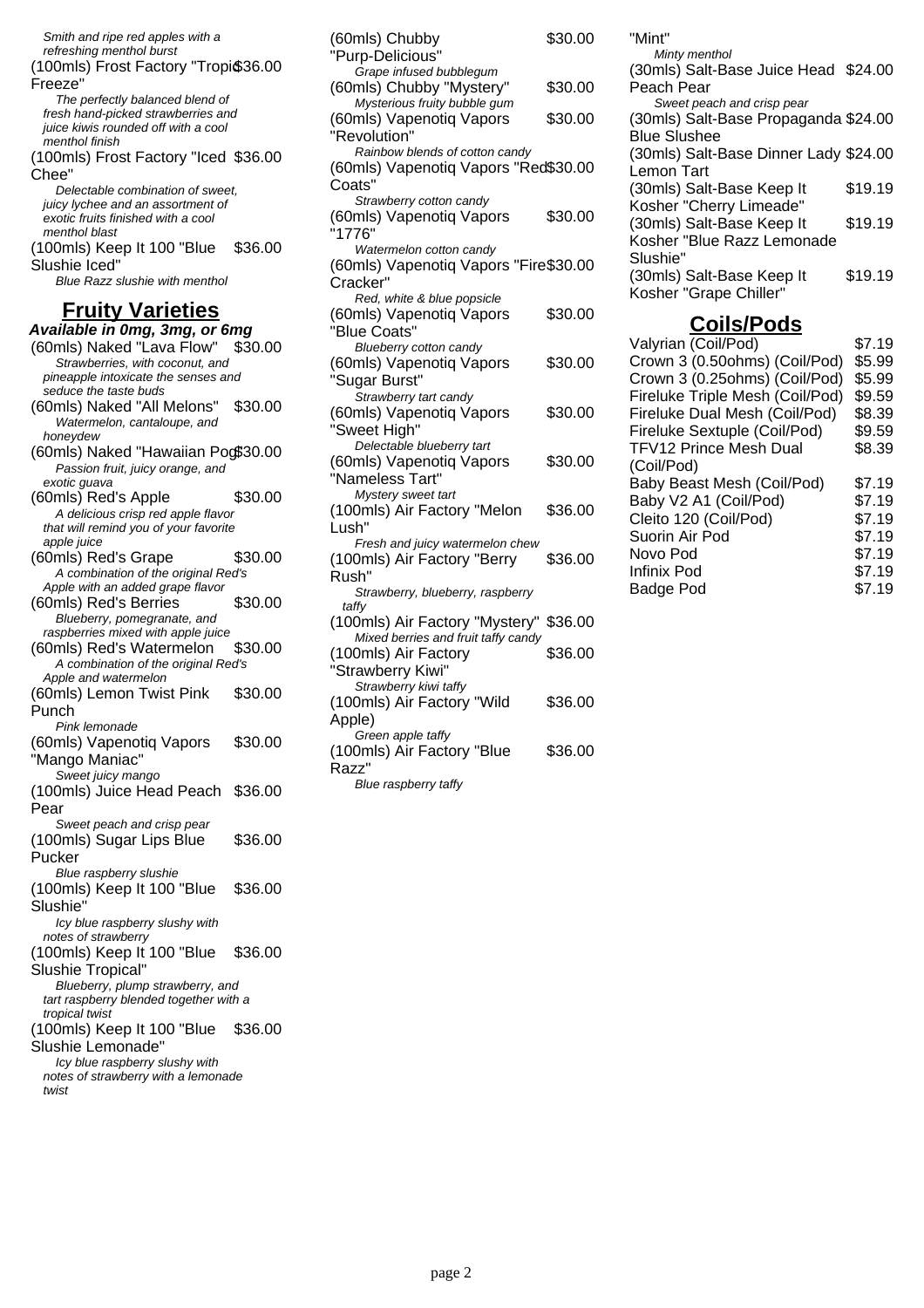Smith and ripe red apples with a refreshing menthol burst

(100mls) Frost Factory "Tropi$36.00 Freeze"
*The perfectly balanced blend of fresh hand-picked strawberries and juice kiwis rounded off with a cool menthol finish*

(100mls) Frost Factory "Iced $36.00 Chee"
*Delectable combination of sweet, juicy lychee and an assortment of exotic fruits finished with a cool menthol blast*

(100mls) Keep It 100 "Blue Slushie Iced" $36.00
*Blue Razz slushie with menthol*

## Fruity Varieties

***Available in 0mg, 3mg, or 6mg***

(60mls) Naked "Lava Flow" $30.00
*Strawberries, with coconut, and pineapple intoxicate the senses and seduce the taste buds*

(60mls) Naked "All Melons" $30.00
*Watermelon, cantaloupe, and honeydew*

(60mls) Naked "Hawaiian Pog$30.00
*Passion fruit, juicy orange, and exotic guava*

(60mls) Red's Apple $30.00
*A delicious crisp red apple flavor that will remind you of your favorite apple juice*

(60mls) Red's Grape $30.00
*A combination of the original Red's Apple with an added grape flavor*

(60mls) Red's Berries $30.00
*Blueberry, pomegranate, and raspberries mixed with apple juice*

(60mls) Red's Watermelon $30.00
*A combination of the original Red's Apple and watermelon*

(60mls) Lemon Twist Pink Punch $30.00
*Pink lemonade*

(60mls) Vapenotiq Vapors "Mango Maniac" $30.00
*Sweet juicy mango*

(100mls) Juice Head Peach Pear $36.00
*Sweet peach and crisp pear*

(100mls) Sugar Lips Blue Pucker $36.00
*Blue raspberry slushie*

(100mls) Keep It 100 "Blue Slushie" $36.00
*Icy blue raspberry slushy with notes of strawberry*

(100mls) Keep It 100 "Blue Slushie Tropical" $36.00
*Blueberry, plump strawberry, and tart raspberry blended together with a tropical twist*

(100mls) Keep It 100 "Blue Slushie Lemonade" $36.00
*Icy blue raspberry slushy with notes of strawberry with a lemonade twist*

(60mls) Chubby "Purp-Delicious" $30.00
*Grape infused bubblegum*

(60mls) Chubby "Mystery" $30.00
*Mysterious fruity bubble gum*

(60mls) Vapenotiq Vapors "Revolution" $30.00
*Rainbow blends of cotton candy*

(60mls) Vapenotiq Vapors "Red$30.00 Coats"
*Strawberry cotton candy*

(60mls) Vapenotiq Vapors "1776" $30.00
*Watermelon cotton candy*

(60mls) Vapenotiq Vapors "Fire$30.00 Cracker"
*Red, white & blue popsicle*

(60mls) Vapenotiq Vapors "Blue Coats" $30.00
*Blueberry cotton candy*

(60mls) Vapenotiq Vapors "Sugar Burst" $30.00
*Strawberry tart candy*

(60mls) Vapenotiq Vapors "Sweet High" $30.00
*Delectable blueberry tart*

(60mls) Vapenotiq Vapors "Nameless Tart" $30.00
*Mystery sweet tart*

(100mls) Air Factory "Melon Lush" $36.00
*Fresh and juicy watermelon chew*

(100mls) Air Factory "Berry Rush" $36.00
*Strawberry, blueberry, raspberry taffy*

(100mls) Air Factory "Mystery" $36.00
*Mixed berries and fruit taffy candy*

(100mls) Air Factory "Strawberry Kiwi" $36.00
*Strawberry kiwi taffy*

(100mls) Air Factory "Wild Apple) $36.00
*Green apple taffy*

(100mls) Air Factory "Blue Razz" $36.00
*Blue raspberry taffy*

"Mint"
*Minty menthol*

(30mls) Salt-Base Juice Head Peach Pear $24.00
*Sweet peach and crisp pear*

(30mls) Salt-Base Propaganda Blue Slushee $24.00

(30mls) Salt-Base Dinner Lady Lemon Tart $24.00

(30mls) Salt-Base Keep It Kosher "Cherry Limeade" $19.19

(30mls) Salt-Base Keep It Kosher "Blue Razz Lemonade Slushie" $19.19

(30mls) Salt-Base Keep It Kosher "Grape Chiller" $19.19

## Coils/Pods

| | |
|---|---|
| Valyrian (Coil/Pod) | $7.19 |
| Crown 3 (0.50ohms) (Coil/Pod) | $5.99 |
| Crown 3 (0.25ohms) (Coil/Pod) | $5.99 |
| Fireluke Triple Mesh (Coil/Pod) | $9.59 |
| Fireluke Dual Mesh (Coil/Pod) | $8.39 |
| Fireluke Sextuple (Coil/Pod) | $9.59 |
| TFV12 Prince Mesh Dual (Coil/Pod) | $8.39 |
| Baby Beast Mesh (Coil/Pod) | $7.19 |
| Baby V2 A1 (Coil/Pod) | $7.19 |
| Cleito 120 (Coil/Pod) | $7.19 |
| Suorin Air Pod | $7.19 |
| Novo Pod | $7.19 |
| Infinix Pod | $7.19 |
| Badge Pod | $7.19 |